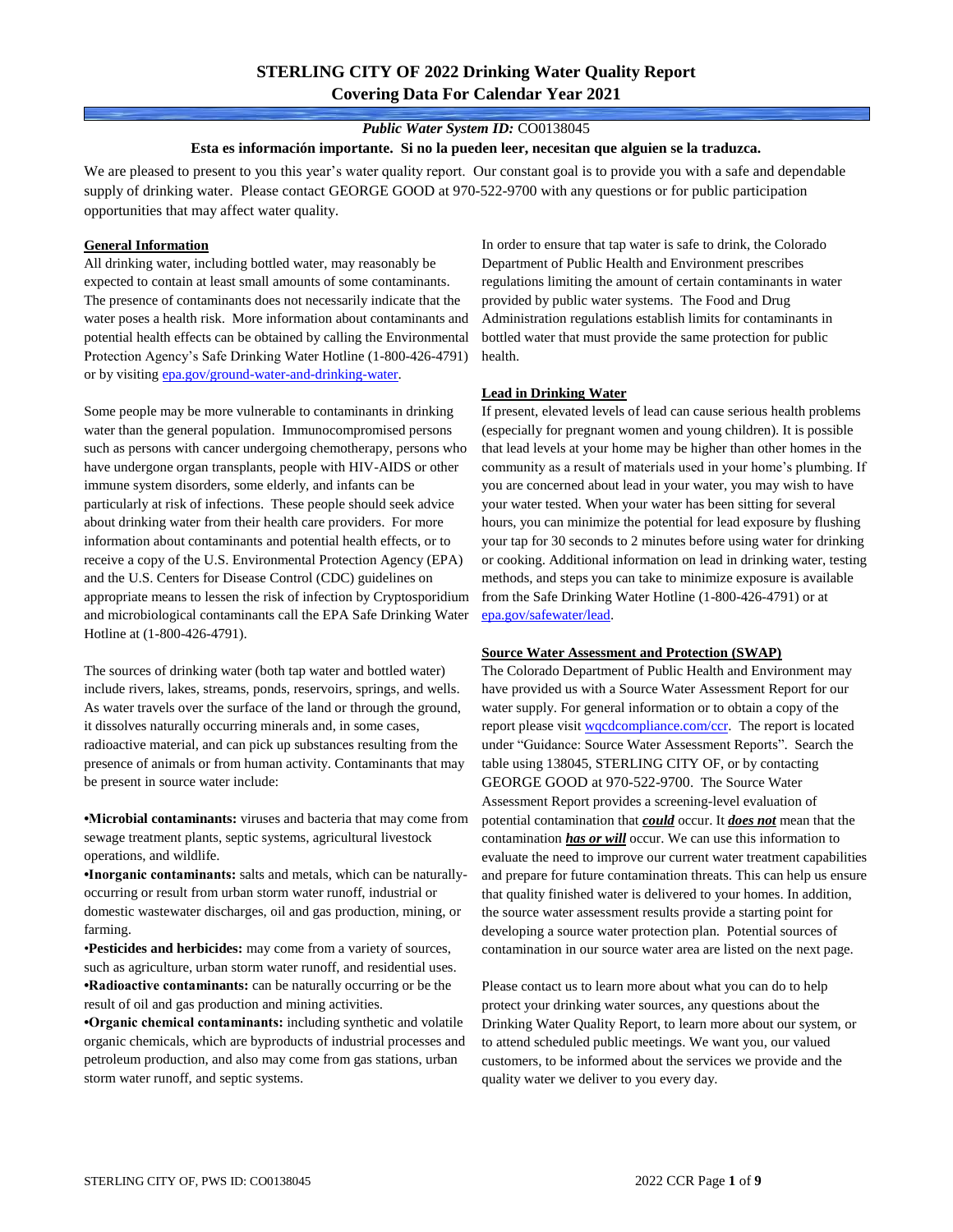# STERLING CITY OF 2022 Drinking Water Quality Report
## Covering Data For Calendar Year 2021

***Public Water System ID:*** CO0138045

**Esta es información importante. Si no la pueden leer, necesitan que alguien se la traduzca.**

We are pleased to present to you this year's water quality report. Our constant goal is to provide you with a safe and dependable supply of drinking water. Please contact GEORGE GOOD at 970-522-9700 with any questions or for public participation opportunities that may affect water quality.

### General Information

All drinking water, including bottled water, may reasonably be expected to contain at least small amounts of some contaminants. The presence of contaminants does not necessarily indicate that the water poses a health risk. More information about contaminants and potential health effects can be obtained by calling the Environmental Protection Agency's Safe Drinking Water Hotline (1-800-426-4791) or by visiting epa.gov/ground-water-and-drinking-water.

Some people may be more vulnerable to contaminants in drinking water than the general population. Immunocompromised persons such as persons with cancer undergoing chemotherapy, persons who have undergone organ transplants, people with HIV-AIDS or other immune system disorders, some elderly, and infants can be particularly at risk of infections. These people should seek advice about drinking water from their health care providers. For more information about contaminants and potential health effects, or to receive a copy of the U.S. Environmental Protection Agency (EPA) and the U.S. Centers for Disease Control (CDC) guidelines on appropriate means to lessen the risk of infection by Cryptosporidium and microbiological contaminants call the EPA Safe Drinking Water Hotline at (1-800-426-4791).

The sources of drinking water (both tap water and bottled water) include rivers, lakes, streams, ponds, reservoirs, springs, and wells. As water travels over the surface of the land or through the ground, it dissolves naturally occurring minerals and, in some cases, radioactive material, and can pick up substances resulting from the presence of animals or from human activity. Contaminants that may be present in source water include:

- **Microbial contaminants:** viruses and bacteria that may come from sewage treatment plants, septic systems, agricultural livestock operations, and wildlife.
- **Inorganic contaminants:** salts and metals, which can be naturally-occurring or result from urban storm water runoff, industrial or domestic wastewater discharges, oil and gas production, mining, or farming.
- **Pesticides and herbicides:** may come from a variety of sources, such as agriculture, urban storm water runoff, and residential uses.
- **Radioactive contaminants:** can be naturally occurring or be the result of oil and gas production and mining activities.
- **Organic chemical contaminants:** including synthetic and volatile organic chemicals, which are byproducts of industrial processes and petroleum production, and also may come from gas stations, urban storm water runoff, and septic systems.

In order to ensure that tap water is safe to drink, the Colorado Department of Public Health and Environment prescribes regulations limiting the amount of certain contaminants in water provided by public water systems. The Food and Drug Administration regulations establish limits for contaminants in bottled water that must provide the same protection for public health.

### Lead in Drinking Water

If present, elevated levels of lead can cause serious health problems (especially for pregnant women and young children). It is possible that lead levels at your home may be higher than other homes in the community as a result of materials used in your home's plumbing. If you are concerned about lead in your water, you may wish to have your water tested. When your water has been sitting for several hours, you can minimize the potential for lead exposure by flushing your tap for 30 seconds to 2 minutes before using water for drinking or cooking. Additional information on lead in drinking water, testing methods, and steps you can take to minimize exposure is available from the Safe Drinking Water Hotline (1-800-426-4791) or at epa.gov/safewater/lead.

### Source Water Assessment and Protection (SWAP)

The Colorado Department of Public Health and Environment may have provided us with a Source Water Assessment Report for our water supply. For general information or to obtain a copy of the report please visit wqcdcompliance.com/ccr. The report is located under "Guidance: Source Water Assessment Reports". Search the table using 138045, STERLING CITY OF, or by contacting GEORGE GOOD at 970-522-9700. The Source Water Assessment Report provides a screening-level evaluation of potential contamination that ***could*** occur. It ***does not*** mean that the contamination ***has or will*** occur. We can use this information to evaluate the need to improve our current water treatment capabilities and prepare for future contamination threats. This can help us ensure that quality finished water is delivered to your homes. In addition, the source water assessment results provide a starting point for developing a source water protection plan. Potential sources of contamination in our source water area are listed on the next page.

Please contact us to learn more about what you can do to help protect your drinking water sources, any questions about the Drinking Water Quality Report, to learn more about our system, or to attend scheduled public meetings. We want you, our valued customers, to be informed about the services we provide and the quality water we deliver to you every day.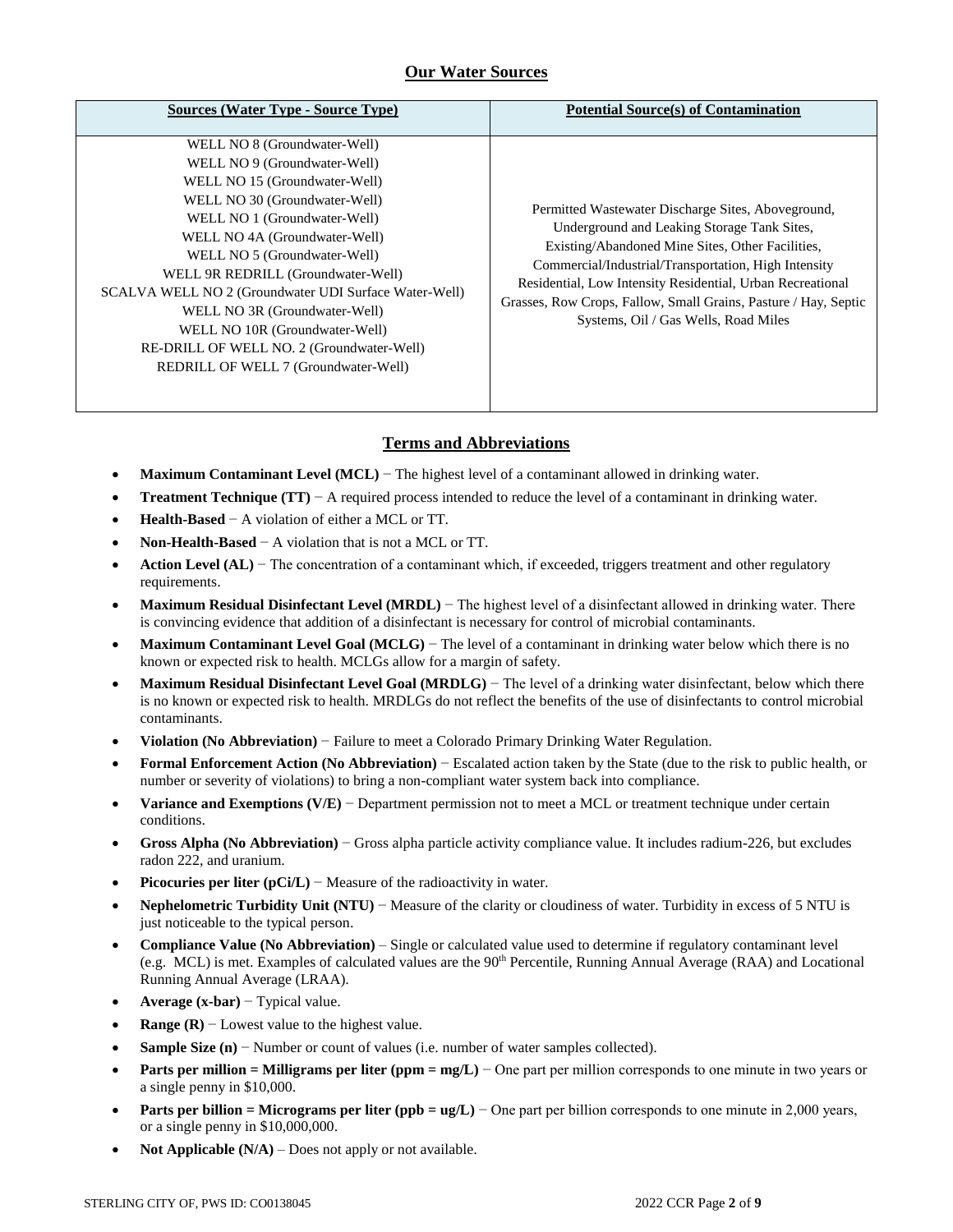## Our Water Sources

| Sources (Water Type - Source Type) | Potential Source(s) of Contamination |
|---|---|
| WELL NO 8 (Groundwater-Well)<br>WELL NO 9 (Groundwater-Well)<br>WELL NO 15 (Groundwater-Well)<br>WELL NO 30 (Groundwater-Well)<br>WELL NO 1 (Groundwater-Well)<br>WELL NO 4A (Groundwater-Well)<br>WELL NO 5 (Groundwater-Well)<br>WELL 9R REDRILL (Groundwater-Well)<br>SCALVA WELL NO 2 (Groundwater UDI Surface Water-Well)<br>WELL NO 3R (Groundwater-Well)<br>WELL NO 10R (Groundwater-Well)<br>RE-DRILL OF WELL NO. 2 (Groundwater-Well)<br>REDRILL OF WELL 7 (Groundwater-Well) | Permitted Wastewater Discharge Sites, Aboveground, Underground and Leaking Storage Tank Sites, Existing/Abandoned Mine Sites, Other Facilities, Commercial/Industrial/Transportation, High Intensity Residential, Low Intensity Residential, Urban Recreational Grasses, Row Crops, Fallow, Small Grains, Pasture / Hay, Septic Systems, Oil / Gas Wells, Road Miles |

## Terms and Abbreviations

- **Maximum Contaminant Level (MCL)** − The highest level of a contaminant allowed in drinking water.
- **Treatment Technique (TT)** − A required process intended to reduce the level of a contaminant in drinking water.
- **Health-Based** − A violation of either a MCL or TT.
- **Non-Health-Based** − A violation that is not a MCL or TT.
- **Action Level (AL)** − The concentration of a contaminant which, if exceeded, triggers treatment and other regulatory requirements.
- **Maximum Residual Disinfectant Level (MRDL)** − The highest level of a disinfectant allowed in drinking water. There is convincing evidence that addition of a disinfectant is necessary for control of microbial contaminants.
- **Maximum Contaminant Level Goal (MCLG)** − The level of a contaminant in drinking water below which there is no known or expected risk to health. MCLGs allow for a margin of safety.
- **Maximum Residual Disinfectant Level Goal (MRDLG)** − The level of a drinking water disinfectant, below which there is no known or expected risk to health. MRDLGs do not reflect the benefits of the use of disinfectants to control microbial contaminants.
- **Violation (No Abbreviation)** − Failure to meet a Colorado Primary Drinking Water Regulation.
- **Formal Enforcement Action (No Abbreviation)** − Escalated action taken by the State (due to the risk to public health, or number or severity of violations) to bring a non-compliant water system back into compliance.
- **Variance and Exemptions (V/E)** − Department permission not to meet a MCL or treatment technique under certain conditions.
- **Gross Alpha (No Abbreviation)** − Gross alpha particle activity compliance value. It includes radium-226, but excludes radon 222, and uranium.
- **Picocuries per liter (pCi/L)** − Measure of the radioactivity in water.
- **Nephelometric Turbidity Unit (NTU)** − Measure of the clarity or cloudiness of water. Turbidity in excess of 5 NTU is just noticeable to the typical person.
- **Compliance Value (No Abbreviation)** – Single or calculated value used to determine if regulatory contaminant level (e.g. MCL) is met. Examples of calculated values are the 90th Percentile, Running Annual Average (RAA) and Locational Running Annual Average (LRAA).
- **Average (x-bar)** − Typical value.
- **Range (R)** − Lowest value to the highest value.
- **Sample Size (n)** − Number or count of values (i.e. number of water samples collected).
- **Parts per million = Milligrams per liter (ppm = mg/L)** − One part per million corresponds to one minute in two years or a single penny in $10,000.
- **Parts per billion = Micrograms per liter (ppb = ug/L)** − One part per billion corresponds to one minute in 2,000 years, or a single penny in $10,000,000.
- **Not Applicable (N/A)** – Does not apply or not available.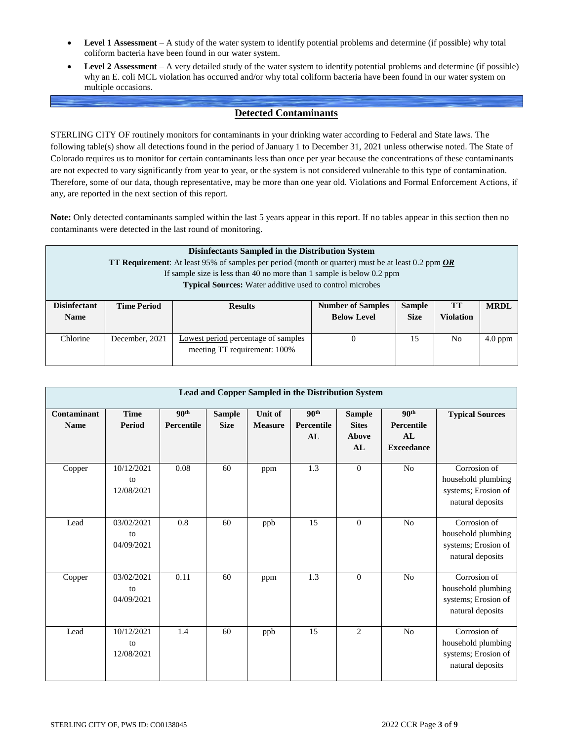- **Level 1 Assessment** – A study of the water system to identify potential problems and determine (if possible) why total coliform bacteria have been found in our water system.
- **Level 2 Assessment** – A very detailed study of the water system to identify potential problems and determine (if possible) why an E. coli MCL violation has occurred and/or why total coliform bacteria have been found in our water system on multiple occasions.

## Detected Contaminants

STERLING CITY OF routinely monitors for contaminants in your drinking water according to Federal and State laws. The following table(s) show all detections found in the period of January 1 to December 31, 2021 unless otherwise noted. The State of Colorado requires us to monitor for certain contaminants less than once per year because the concentrations of these contaminants are not expected to vary significantly from year to year, or the system is not considered vulnerable to this type of contamination. Therefore, some of our data, though representative, may be more than one year old. Violations and Formal Enforcement Actions, if any, are reported in the next section of this report.

**Note:** Only detected contaminants sampled within the last 5 years appear in this report. If no tables appear in this section then no contaminants were detected in the last round of monitoring.

**Disinfectants Sampled in the Distribution System**
**TT Requirement**: At least 95% of samples per period (month or quarter) must be at least 0.2 ppm ***OR***
If sample size is less than 40 no more than 1 sample is below 0.2 ppm
**Typical Sources:** Water additive used to control microbes

| Disinfectant Name | Time Period | Results | Number of Samples Below Level | Sample Size | TT Violation | MRDL |
|---|---|---|---|---|---|---|
| Chlorine | December, 2021 | Lowest period percentage of samples meeting TT requirement: 100% | 0 | 15 | No | 4.0 ppm |

**Lead and Copper Sampled in the Distribution System**

| Contaminant Name | Time Period | 90th Percentile | Sample Size | Unit of Measure | 90th Percentile AL | Sample Sites Above AL | 90th Percentile AL Exceedance | Typical Sources |
|---|---|---|---|---|---|---|---|---|
| Copper | 10/12/2021 to 12/08/2021 | 0.08 | 60 | ppm | 1.3 | 0 | No | Corrosion of household plumbing systems; Erosion of natural deposits |
| Lead | 03/02/2021 to 04/09/2021 | 0.8 | 60 | ppb | 15 | 0 | No | Corrosion of household plumbing systems; Erosion of natural deposits |
| Copper | 03/02/2021 to 04/09/2021 | 0.11 | 60 | ppm | 1.3 | 0 | No | Corrosion of household plumbing systems; Erosion of natural deposits |
| Lead | 10/12/2021 to 12/08/2021 | 1.4 | 60 | ppb | 15 | 2 | No | Corrosion of household plumbing systems; Erosion of natural deposits |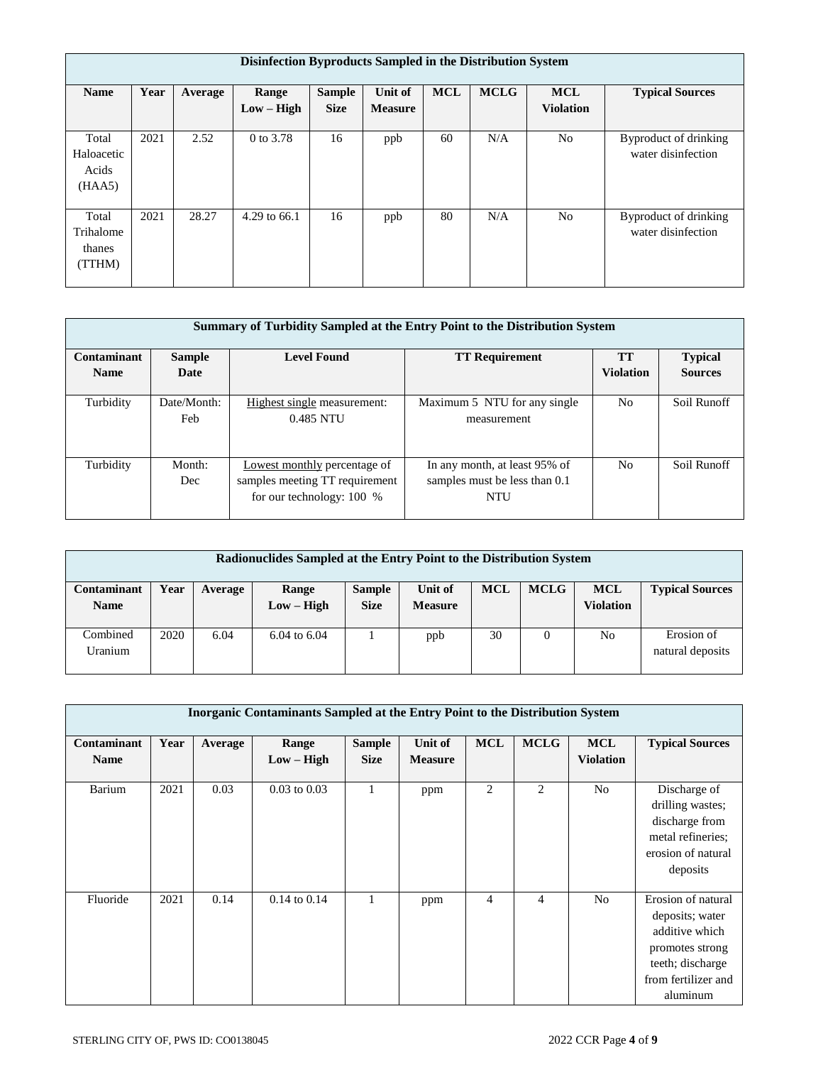| Disinfection Byproducts Sampled in the Distribution System | | | | | | | | | |
|---|---|---|---|---|---|---|---|---|---|
| **Name** | **Year** | **Average** | **Range Low – High** | **Sample Size** | **Unit of Measure** | **MCL** | **MCLG** | **MCL Violation** | **Typical Sources** |
| Total Haloacetic Acids (HAA5) | 2021 | 2.52 | 0 to 3.78 | 16 | ppb | 60 | N/A | No | Byproduct of drinking water disinfection |
| Total Trihalomethanes (TTHM) | 2021 | 28.27 | 4.29 to 66.1 | 16 | ppb | 80 | N/A | No | Byproduct of drinking water disinfection |

| Summary of Turbidity Sampled at the Entry Point to the Distribution System | | | | | |
|---|---|---|---|---|---|
| **Contaminant Name** | **Sample Date** | **Level Found** | **TT Requirement** | **TT Violation** | **Typical Sources** |
| Turbidity | Date/Month: Feb | Highest single measurement: 0.485 NTU | Maximum 5 NTU for any single measurement | No | Soil Runoff |
| Turbidity | Month: Dec | Lowest monthly percentage of samples meeting TT requirement for our technology: 100 % | In any month, at least 95% of samples must be less than 0.1 NTU | No | Soil Runoff |

| Radionuclides Sampled at the Entry Point to the Distribution System | | | | | | | | | |
|---|---|---|---|---|---|---|---|---|---|
| **Contaminant Name** | **Year** | **Average** | **Range Low – High** | **Sample Size** | **Unit of Measure** | **MCL** | **MCLG** | **MCL Violation** | **Typical Sources** |
| Combined Uranium | 2020 | 6.04 | 6.04 to 6.04 | 1 | ppb | 30 | 0 | No | Erosion of natural deposits |

| Inorganic Contaminants Sampled at the Entry Point to the Distribution System | | | | | | | | | |
|---|---|---|---|---|---|---|---|---|---|
| **Contaminant Name** | **Year** | **Average** | **Range Low – High** | **Sample Size** | **Unit of Measure** | **MCL** | **MCLG** | **MCL Violation** | **Typical Sources** |
| Barium | 2021 | 0.03 | 0.03 to 0.03 | 1 | ppm | 2 | 2 | No | Discharge of drilling wastes; discharge from metal refineries; erosion of natural deposits |
| Fluoride | 2021 | 0.14 | 0.14 to 0.14 | 1 | ppm | 4 | 4 | No | Erosion of natural deposits; water additive which promotes strong teeth; discharge from fertilizer and aluminum |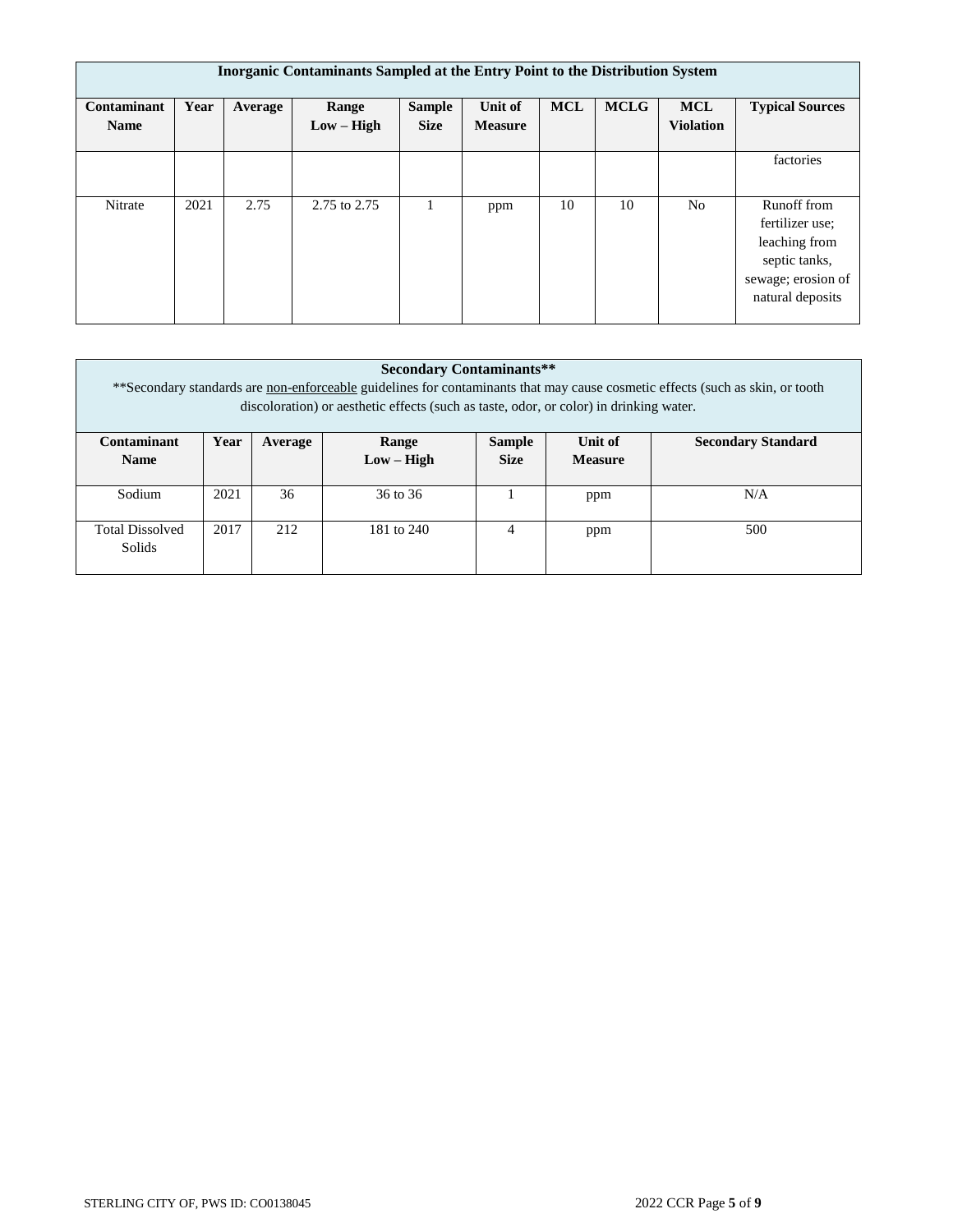| Inorganic Contaminants Sampled at the Entry Point to the Distribution System | | | | | | | | | |
|---|---|---|---|---|---|---|---|---|---|
| **Contaminant Name** | **Year** | **Average** | **Range Low – High** | **Sample Size** | **Unit of Measure** | **MCL** | **MCLG** | **MCL Violation** | **Typical Sources** |
| | | | | | | | | | factories |
| Nitrate | 2021 | 2.75 | 2.75 to 2.75 | 1 | ppm | 10 | 10 | No | Runoff from fertilizer use; leaching from septic tanks, sewage; erosion of natural deposits |

| Secondary Contaminants** | | | | | | |
|---|---|---|---|---|---|---|
| **Contaminant Name** | **Year** | **Average** | **Range Low – High** | **Sample Size** | **Unit of Measure** | **Secondary Standard** |
| Sodium | 2021 | 36 | 36 to 36 | 1 | ppm | N/A |
| Total Dissolved Solids | 2017 | 212 | 181 to 240 | 4 | ppm | 500 |

**Secondary standards are non-enforceable guidelines for contaminants that may cause cosmetic effects (such as skin, or tooth discoloration) or aesthetic effects (such as taste, odor, or color) in drinking water.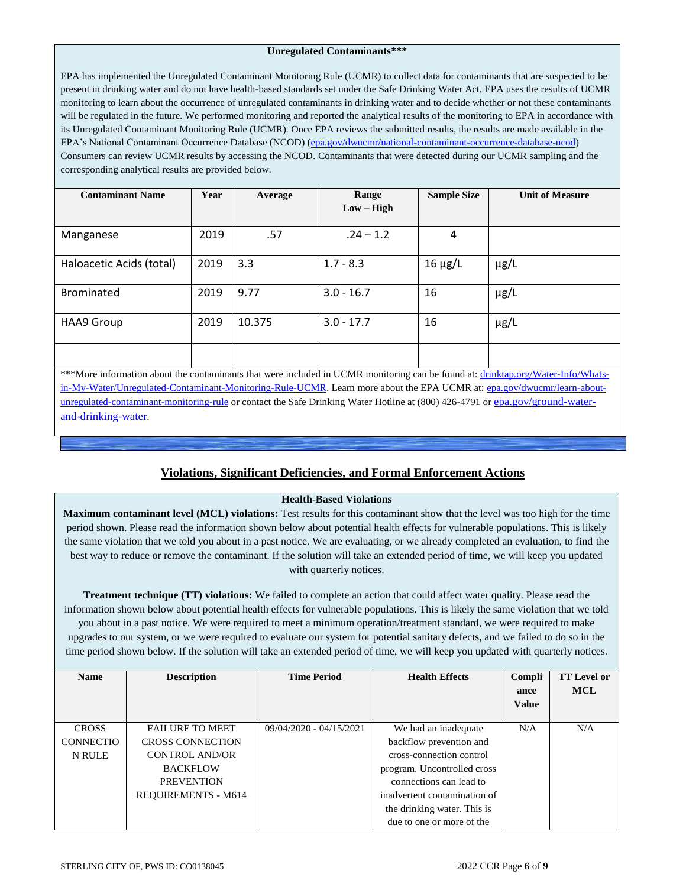### Unregulated Contaminants***

EPA has implemented the Unregulated Contaminant Monitoring Rule (UCMR) to collect data for contaminants that are suspected to be present in drinking water and do not have health-based standards set under the Safe Drinking Water Act. EPA uses the results of UCMR monitoring to learn about the occurrence of unregulated contaminants in drinking water and to decide whether or not these contaminants will be regulated in the future. We performed monitoring and reported the analytical results of the monitoring to EPA in accordance with its Unregulated Contaminant Monitoring Rule (UCMR). Once EPA reviews the submitted results, the results are made available in the EPA's National Contaminant Occurrence Database (NCOD) (epa.gov/dwucmr/national-contaminant-occurrence-database-ncod) Consumers can review UCMR results by accessing the NCOD. Contaminants that were detected during our UCMR sampling and the corresponding analytical results are provided below.

| Contaminant Name | Year | Average | Range Low – High | Sample Size | Unit of Measure |
|---|---|---|---|---|---|
| Manganese | 2019 | .57 | .24 – 1.2 | 4 | |
| Haloacetic Acids (total) | 2019 | 3.3 | 1.7 - 8.3 | 16 µg/L | µg/L |
| Brominated | 2019 | 9.77 | 3.0 - 16.7 | 16 | µg/L |
| HAA9 Group | 2019 | 10.375 | 3.0 - 17.7 | 16 | µg/L |
| | | | | | |

***More information about the contaminants that were included in UCMR monitoring can be found at: drinktap.org/Water-Info/Whats-in-My-Water/Unregulated-Contaminant-Monitoring-Rule-UCMR. Learn more about the EPA UCMR at: epa.gov/dwucmr/learn-about-unregulated-contaminant-monitoring-rule or contact the Safe Drinking Water Hotline at (800) 426-4791 or epa.gov/ground-water-and-drinking-water.

## Violations, Significant Deficiencies, and Formal Enforcement Actions

### Health-Based Violations

**Maximum contaminant level (MCL) violations:** Test results for this contaminant show that the level was too high for the time period shown. Please read the information shown below about potential health effects for vulnerable populations. This is likely the same violation that we told you about in a past notice. We are evaluating, or we already completed an evaluation, to find the best way to reduce or remove the contaminant. If the solution will take an extended period of time, we will keep you updated with quarterly notices.

**Treatment technique (TT) violations:** We failed to complete an action that could affect water quality. Please read the information shown below about potential health effects for vulnerable populations. This is likely the same violation that we told you about in a past notice. We were required to meet a minimum operation/treatment standard, we were required to make upgrades to our system, or we were required to evaluate our system for potential sanitary defects, and we failed to do so in the time period shown below. If the solution will take an extended period of time, we will keep you updated with quarterly notices.

| Name | Description | Time Period | Health Effects | Compliance Value | TT Level or MCL |
|---|---|---|---|---|---|
| CROSS CONNECTION RULE | FAILURE TO MEET CROSS CONNECTION CONTROL AND/OR BACKFLOW PREVENTION REQUIREMENTS - M614 | 09/04/2020 - 04/15/2021 | We had an inadequate backflow prevention and cross-connection control program. Uncontrolled cross connections can lead to inadvertent contamination of the drinking water. This is due to one or more of the | N/A | N/A |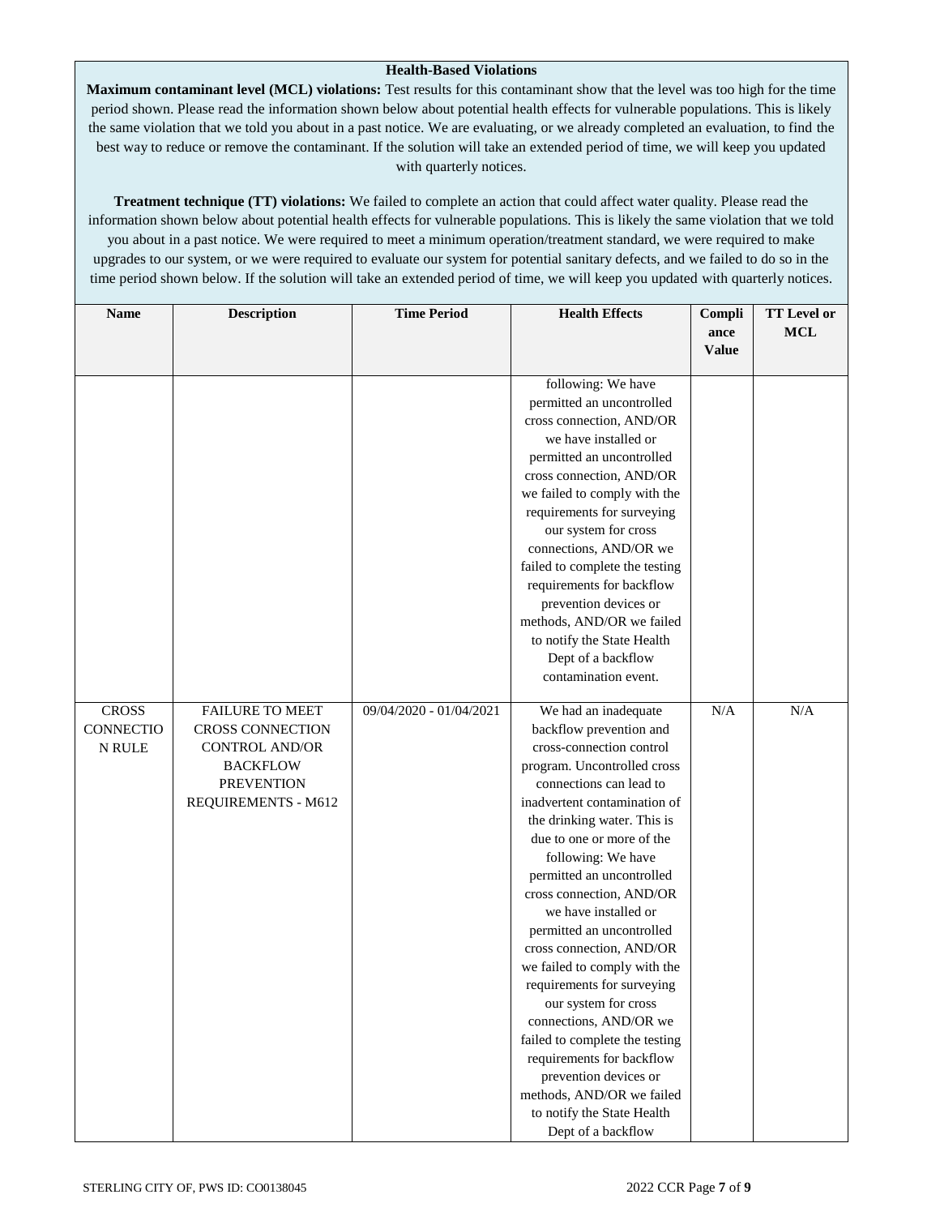**Health-Based Violations**

**Maximum contaminant level (MCL) violations:** Test results for this contaminant show that the level was too high for the time period shown. Please read the information shown below about potential health effects for vulnerable populations. This is likely the same violation that we told you about in a past notice. We are evaluating, or we already completed an evaluation, to find the best way to reduce or remove the contaminant. If the solution will take an extended period of time, we will keep you updated with quarterly notices.

**Treatment technique (TT) violations:** We failed to complete an action that could affect water quality. Please read the information shown below about potential health effects for vulnerable populations. This is likely the same violation that we told you about in a past notice. We were required to meet a minimum operation/treatment standard, we were required to make upgrades to our system, or we were required to evaluate our system for potential sanitary defects, and we failed to do so in the time period shown below. If the solution will take an extended period of time, we will keep you updated with quarterly notices.

| Name | Description | Time Period | Health Effects | Compliance Value | TT Level or MCL |
|---|---|---|---|---|---|
| | | | following: We have permitted an uncontrolled cross connection, AND/OR we have installed or permitted an uncontrolled cross connection, AND/OR we failed to comply with the requirements for surveying our system for cross connections, AND/OR we failed to complete the testing requirements for backflow prevention devices or methods, AND/OR we failed to notify the State Health Dept of a backflow contamination event. | | |
| CROSS CONNECTION RULE | FAILURE TO MEET CROSS CONNECTION CONTROL AND/OR BACKFLOW PREVENTION REQUIREMENTS - M612 | 09/04/2020 - 01/04/2021 | We had an inadequate backflow prevention and cross-connection control program. Uncontrolled cross connections can lead to inadvertent contamination of the drinking water. This is due to one or more of the following: We have permitted an uncontrolled cross connection, AND/OR we have installed or permitted an uncontrolled cross connection, AND/OR we failed to comply with the requirements for surveying our system for cross connections, AND/OR we failed to complete the testing requirements for backflow prevention devices or methods, AND/OR we failed to notify the State Health Dept of a backflow | N/A | N/A |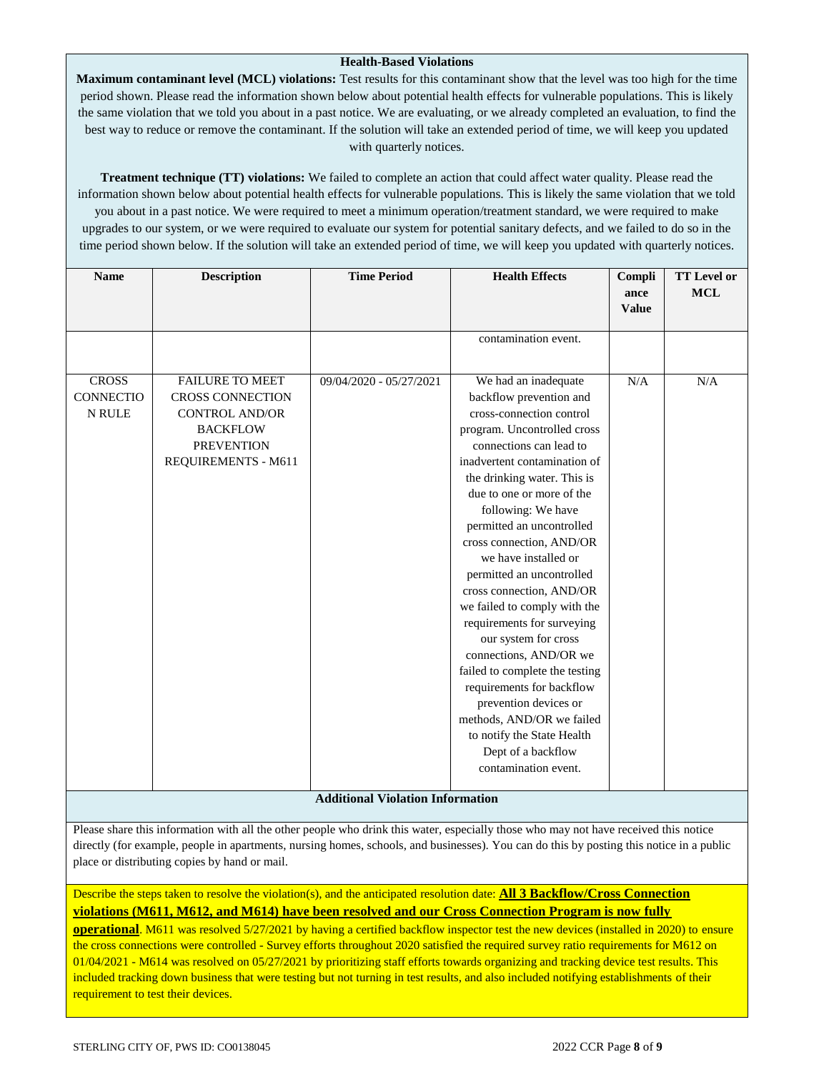**Health-Based Violations**

**Maximum contaminant level (MCL) violations:** Test results for this contaminant show that the level was too high for the time period shown. Please read the information shown below about potential health effects for vulnerable populations. This is likely the same violation that we told you about in a past notice. We are evaluating, or we already completed an evaluation, to find the best way to reduce or remove the contaminant. If the solution will take an extended period of time, we will keep you updated with quarterly notices.

**Treatment technique (TT) violations:** We failed to complete an action that could affect water quality. Please read the information shown below about potential health effects for vulnerable populations. This is likely the same violation that we told you about in a past notice. We were required to meet a minimum operation/treatment standard, we were required to make upgrades to our system, or we were required to evaluate our system for potential sanitary defects, and we failed to do so in the time period shown below. If the solution will take an extended period of time, we will keep you updated with quarterly notices.

| Name | Description | Time Period | Health Effects | Compliance Value | TT Level or MCL |
|---|---|---|---|---|---|
| | | | contamination event. | | |
| CROSS CONNECTION RULE | FAILURE TO MEET CROSS CONNECTION CONTROL AND/OR BACKFLOW PREVENTION REQUIREMENTS - M611 | 09/04/2020 - 05/27/2021 | We had an inadequate backflow prevention and cross-connection control program. Uncontrolled cross connections can lead to inadvertent contamination of the drinking water. This is due to one or more of the following: We have permitted an uncontrolled cross connection, AND/OR we have installed or permitted an uncontrolled cross connection, AND/OR we failed to comply with the requirements for surveying our system for cross connections, AND/OR we failed to complete the testing requirements for backflow prevention devices or methods, AND/OR we failed to notify the State Health Dept of a backflow contamination event. | N/A | N/A |

**Additional Violation Information**

Please share this information with all the other people who drink this water, especially those who may not have received this notice directly (for example, people in apartments, nursing homes, schools, and businesses). You can do this by posting this notice in a public place or distributing copies by hand or mail.

Describe the steps taken to resolve the violation(s), and the anticipated resolution date: **All 3 Backflow/Cross Connection violations (M611, M612, and M614) have been resolved and our Cross Connection Program is now fully operational**. M611 was resolved 5/27/2021 by having a certified backflow inspector test the new devices (installed in 2020) to ensure the cross connections were controlled - Survey efforts throughout 2020 satisfied the required survey ratio requirements for M612 on 01/04/2021 - M614 was resolved on 05/27/2021 by prioritizing staff efforts towards organizing and tracking device test results. This included tracking down business that were testing but not turning in test results, and also included notifying establishments of their requirement to test their devices.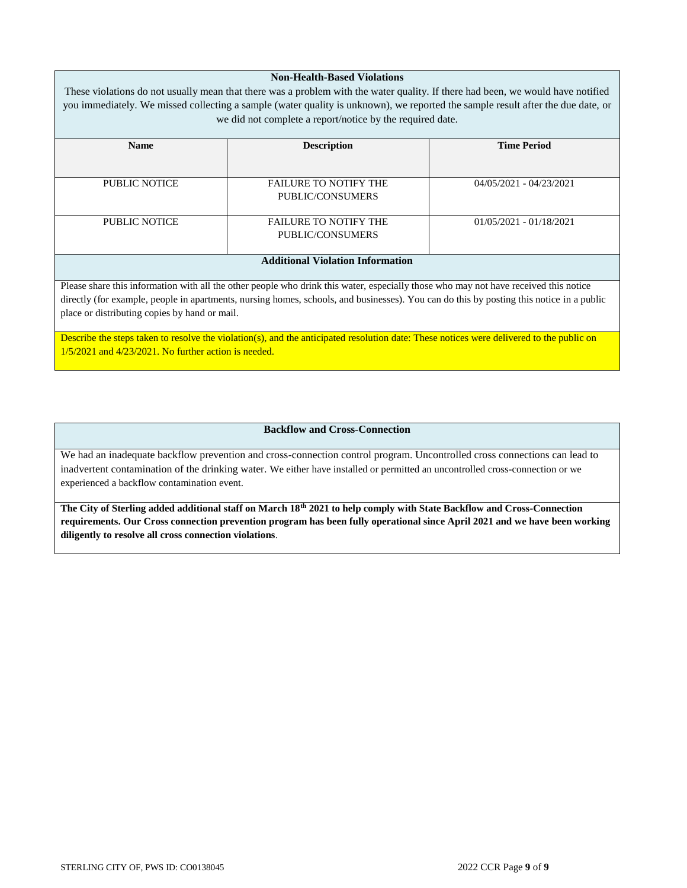### Non-Health-Based Violations

These violations do not usually mean that there was a problem with the water quality. If there had been, we would have notified you immediately. We missed collecting a sample (water quality is unknown), we reported the sample result after the due date, or we did not complete a report/notice by the required date.

| Name | Description | Time Period |
|---|---|---|
| PUBLIC NOTICE | FAILURE TO NOTIFY THE PUBLIC/CONSUMERS | 04/05/2021 - 04/23/2021 |
| PUBLIC NOTICE | FAILURE TO NOTIFY THE PUBLIC/CONSUMERS | 01/05/2021 - 01/18/2021 |

#### Additional Violation Information

Please share this information with all the other people who drink this water, especially those who may not have received this notice directly (for example, people in apartments, nursing homes, schools, and businesses). You can do this by posting this notice in a public place or distributing copies by hand or mail.

Describe the steps taken to resolve the violation(s), and the anticipated resolution date: These notices were delivered to the public on 1/5/2021 and 4/23/2021. No further action is needed.

### Backflow and Cross-Connection

We had an inadequate backflow prevention and cross-connection control program. Uncontrolled cross connections can lead to inadvertent contamination of the drinking water. We either have installed or permitted an uncontrolled cross-connection or we experienced a backflow contamination event.

**The City of Sterling added additional staff on March 18th 2021 to help comply with State Backflow and Cross-Connection requirements. Our Cross connection prevention program has been fully operational since April 2021 and we have been working diligently to resolve all cross connection violations**.